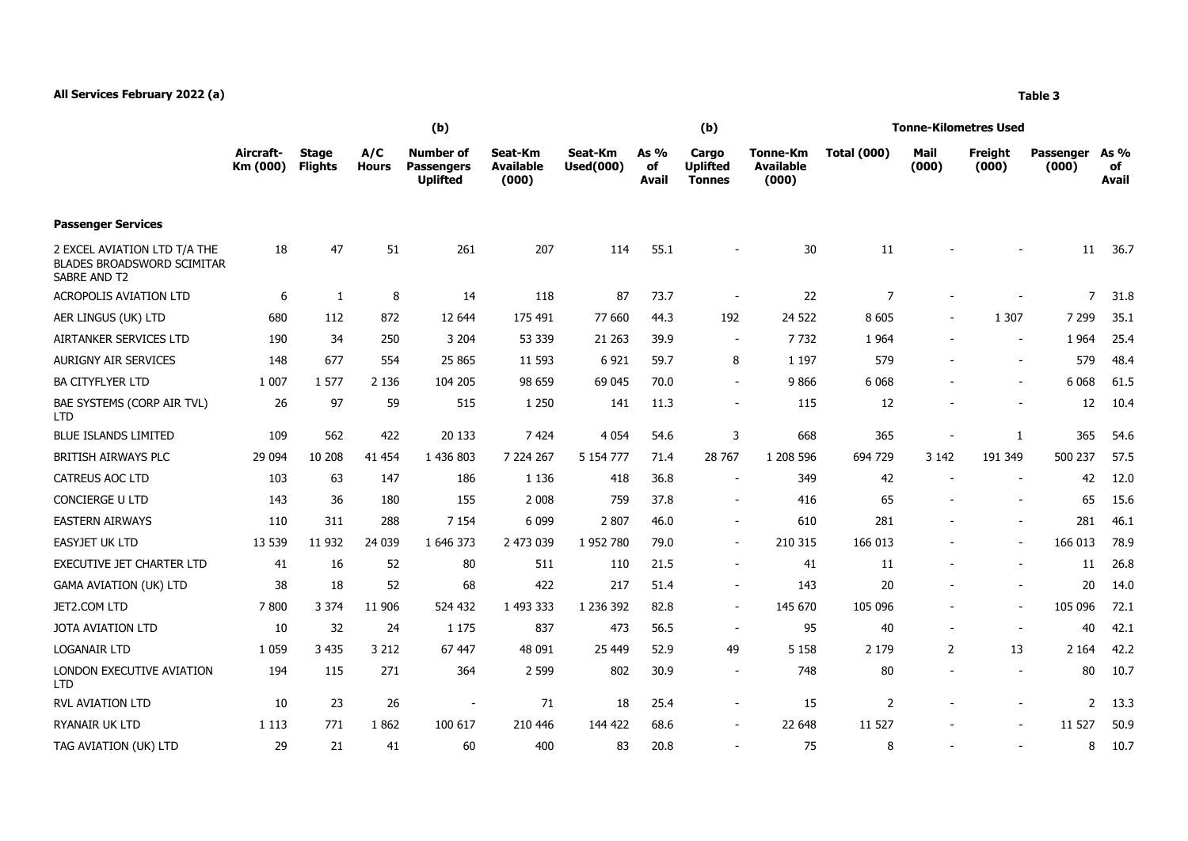**All Services February 2022 (a)**

**Table 3**

| | Aircraft-Km (000) | Stage Flights | A/C Hours | (b) Number of Passengers Uplifted | Seat-Km Available (000) | Seat-Km Used(000) | As % of Avail | (b) Cargo Uplifted Tonnes | Tonne-Km Available (000) | Tonne-Kilometres Used Total (000) | Mail (000) | Freight (000) | Passenger (000) | As % of Avail |
|---|---|---|---|---|---|---|---|---|---|---|---|---|---|---|
| **Passenger Services** | | | | | | | | | | | | | | |
| 2 EXCEL AVIATION LTD T/A THE BLADES BROADSWORD SCIMITAR SABRE AND T2 | 18 | 47 | 51 | 261 | 207 | 114 | 55.1 | - | 30 | 11 | - | - | 11 | 36.7 |
| ACROPOLIS AVIATION LTD | 6 | 1 | 8 | 14 | 118 | 87 | 73.7 | - | 22 | 7 | - | - | 7 | 31.8 |
| AER LINGUS (UK) LTD | 680 | 112 | 872 | 12 644 | 175 491 | 77 660 | 44.3 | 192 | 24 522 | 8 605 | - | 1 307 | 7 299 | 35.1 |
| AIRTANKER SERVICES LTD | 190 | 34 | 250 | 3 204 | 53 339 | 21 263 | 39.9 | - | 7 732 | 1 964 | - | - | 1 964 | 25.4 |
| AURIGNY AIR SERVICES | 148 | 677 | 554 | 25 865 | 11 593 | 6 921 | 59.7 | 8 | 1 197 | 579 | - | - | 579 | 48.4 |
| BA CITYFLYER LTD | 1 007 | 1 577 | 2 136 | 104 205 | 98 659 | 69 045 | 70.0 | - | 9 866 | 6 068 | - | - | 6 068 | 61.5 |
| BAE SYSTEMS (CORP AIR TVL) LTD | 26 | 97 | 59 | 515 | 1 250 | 141 | 11.3 | - | 115 | 12 | - | - | 12 | 10.4 |
| BLUE ISLANDS LIMITED | 109 | 562 | 422 | 20 133 | 7 424 | 4 054 | 54.6 | 3 | 668 | 365 | - | 1 | 365 | 54.6 |
| BRITISH AIRWAYS PLC | 29 094 | 10 208 | 41 454 | 1 436 803 | 7 224 267 | 5 154 777 | 71.4 | 28 767 | 1 208 596 | 694 729 | 3 142 | 191 349 | 500 237 | 57.5 |
| CATREUS AOC LTD | 103 | 63 | 147 | 186 | 1 136 | 418 | 36.8 | - | 349 | 42 | - | - | 42 | 12.0 |
| CONCIERGE U LTD | 143 | 36 | 180 | 155 | 2 008 | 759 | 37.8 | - | 416 | 65 | - | - | 65 | 15.6 |
| EASTERN AIRWAYS | 110 | 311 | 288 | 7 154 | 6 099 | 2 807 | 46.0 | - | 610 | 281 | - | - | 281 | 46.1 |
| EASYJET UK LTD | 13 539 | 11 932 | 24 039 | 1 646 373 | 2 473 039 | 1 952 780 | 79.0 | - | 210 315 | 166 013 | - | - | 166 013 | 78.9 |
| EXECUTIVE JET CHARTER LTD | 41 | 16 | 52 | 80 | 511 | 110 | 21.5 | - | 41 | 11 | - | - | 11 | 26.8 |
| GAMA AVIATION (UK) LTD | 38 | 18 | 52 | 68 | 422 | 217 | 51.4 | - | 143 | 20 | - | - | 20 | 14.0 |
| JET2.COM LTD | 7 800 | 3 374 | 11 906 | 524 432 | 1 493 333 | 1 236 392 | 82.8 | - | 145 670 | 105 096 | - | - | 105 096 | 72.1 |
| JOTA AVIATION LTD | 10 | 32 | 24 | 1 175 | 837 | 473 | 56.5 | - | 95 | 40 | - | - | 40 | 42.1 |
| LOGANAIR LTD | 1 059 | 3 435 | 3 212 | 67 447 | 48 091 | 25 449 | 52.9 | 49 | 5 158 | 2 179 | 2 | 13 | 2 164 | 42.2 |
| LONDON EXECUTIVE AVIATION LTD | 194 | 115 | 271 | 364 | 2 599 | 802 | 30.9 | - | 748 | 80 | - | - | 80 | 10.7 |
| RVL AVIATION LTD | 10 | 23 | 26 | - | 71 | 18 | 25.4 | - | 15 | 2 | - | - | 2 | 13.3 |
| RYANAIR UK LTD | 1 113 | 771 | 1 862 | 100 617 | 210 446 | 144 422 | 68.6 | - | 22 648 | 11 527 | - | - | 11 527 | 50.9 |
| TAG AVIATION (UK) LTD | 29 | 21 | 41 | 60 | 400 | 83 | 20.8 | - | 75 | 8 | - | - | 8 | 10.7 |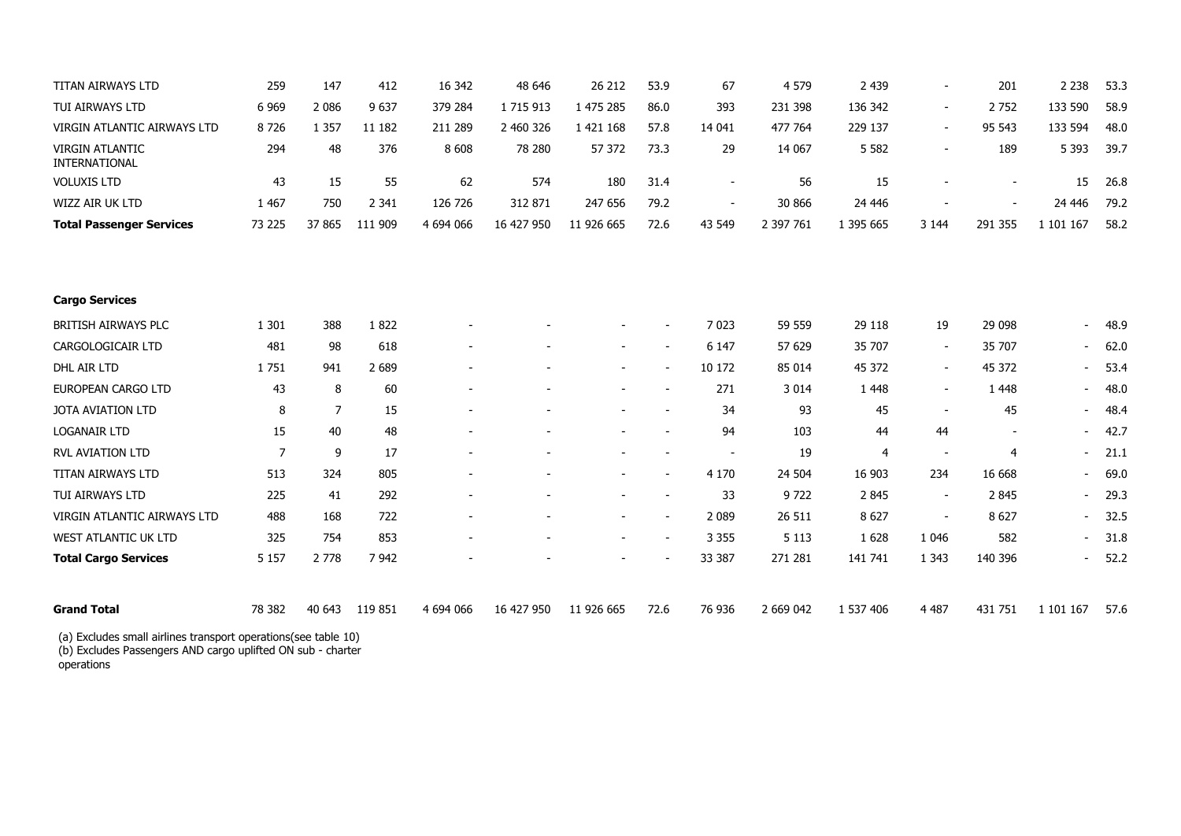| | | | | | | | | | | | | | | |
|---|---|---|---|---|---|---|---|---|---|---|---|---|---|---|
| TITAN AIRWAYS LTD | 259 | 147 | 412 | 16 342 | 48 646 | 26 212 | 53.9 | 67 | 4 579 | 2 439 | - | 201 | 2 238 | 53.3 |
| TUI AIRWAYS LTD | 6 969 | 2 086 | 9 637 | 379 284 | 1 715 913 | 1 475 285 | 86.0 | 393 | 231 398 | 136 342 | - | 2 752 | 133 590 | 58.9 |
| VIRGIN ATLANTIC AIRWAYS LTD | 8 726 | 1 357 | 11 182 | 211 289 | 2 460 326 | 1 421 168 | 57.8 | 14 041 | 477 764 | 229 137 | - | 95 543 | 133 594 | 48.0 |
| VIRGIN ATLANTIC INTERNATIONAL | 294 | 48 | 376 | 8 608 | 78 280 | 57 372 | 73.3 | 29 | 14 067 | 5 582 | - | 189 | 5 393 | 39.7 |
| VOLUXIS LTD | 43 | 15 | 55 | 62 | 574 | 180 | 31.4 | - | 56 | 15 | - | - | 15 | 26.8 |
| WIZZ AIR UK LTD | 1 467 | 750 | 2 341 | 126 726 | 312 871 | 247 656 | 79.2 | - | 30 866 | 24 446 | - | - | 24 446 | 79.2 |
| **Total Passenger Services** | 73 225 | 37 865 | 111 909 | 4 694 066 | 16 427 950 | 11 926 665 | 72.6 | 43 549 | 2 397 761 | 1 395 665 | 3 144 | 291 355 | 1 101 167 | 58.2 |
| | | | | | | | | | | | | | | |
| **Cargo Services** | | | | | | | | | | | | | | |
| BRITISH AIRWAYS PLC | 1 301 | 388 | 1 822 | - | - | - | - | 7 023 | 59 559 | 29 118 | 19 | 29 098 | - | 48.9 |
| CARGOLOGICAIR LTD | 481 | 98 | 618 | - | - | - | - | 6 147 | 57 629 | 35 707 | - | 35 707 | - | 62.0 |
| DHL AIR LTD | 1 751 | 941 | 2 689 | - | - | - | - | 10 172 | 85 014 | 45 372 | - | 45 372 | - | 53.4 |
| EUROPEAN CARGO LTD | 43 | 8 | 60 | - | - | - | - | 271 | 3 014 | 1 448 | - | 1 448 | - | 48.0 |
| JOTA AVIATION LTD | 8 | 7 | 15 | - | - | - | - | 34 | 93 | 45 | - | 45 | - | 48.4 |
| LOGANAIR LTD | 15 | 40 | 48 | - | - | - | - | 94 | 103 | 44 | 44 | - | - | 42.7 |
| RVL AVIATION LTD | 7 | 9 | 17 | - | - | - | - | - | 19 | 4 | - | 4 | - | 21.1 |
| TITAN AIRWAYS LTD | 513 | 324 | 805 | - | - | - | - | 4 170 | 24 504 | 16 903 | 234 | 16 668 | - | 69.0 |
| TUI AIRWAYS LTD | 225 | 41 | 292 | - | - | - | - | 33 | 9 722 | 2 845 | - | 2 845 | - | 29.3 |
| VIRGIN ATLANTIC AIRWAYS LTD | 488 | 168 | 722 | - | - | - | - | 2 089 | 26 511 | 8 627 | - | 8 627 | - | 32.5 |
| WEST ATLANTIC UK LTD | 325 | 754 | 853 | - | - | - | - | 3 355 | 5 113 | 1 628 | 1 046 | 582 | - | 31.8 |
| **Total Cargo Services** | 5 157 | 2 778 | 7 942 | - | - | - | - | 33 387 | 271 281 | 141 741 | 1 343 | 140 396 | - | 52.2 |
| | | | | | | | | | | | | | | |
| **Grand Total** | 78 382 | 40 643 | 119 851 | 4 694 066 | 16 427 950 | 11 926 665 | 72.6 | 76 936 | 2 669 042 | 1 537 406 | 4 487 | 431 751 | 1 101 167 | 57.6 |

(a) Excludes small airlines transport operations(see table 10)
(b) Excludes Passengers AND cargo uplifted ON sub - charter operations